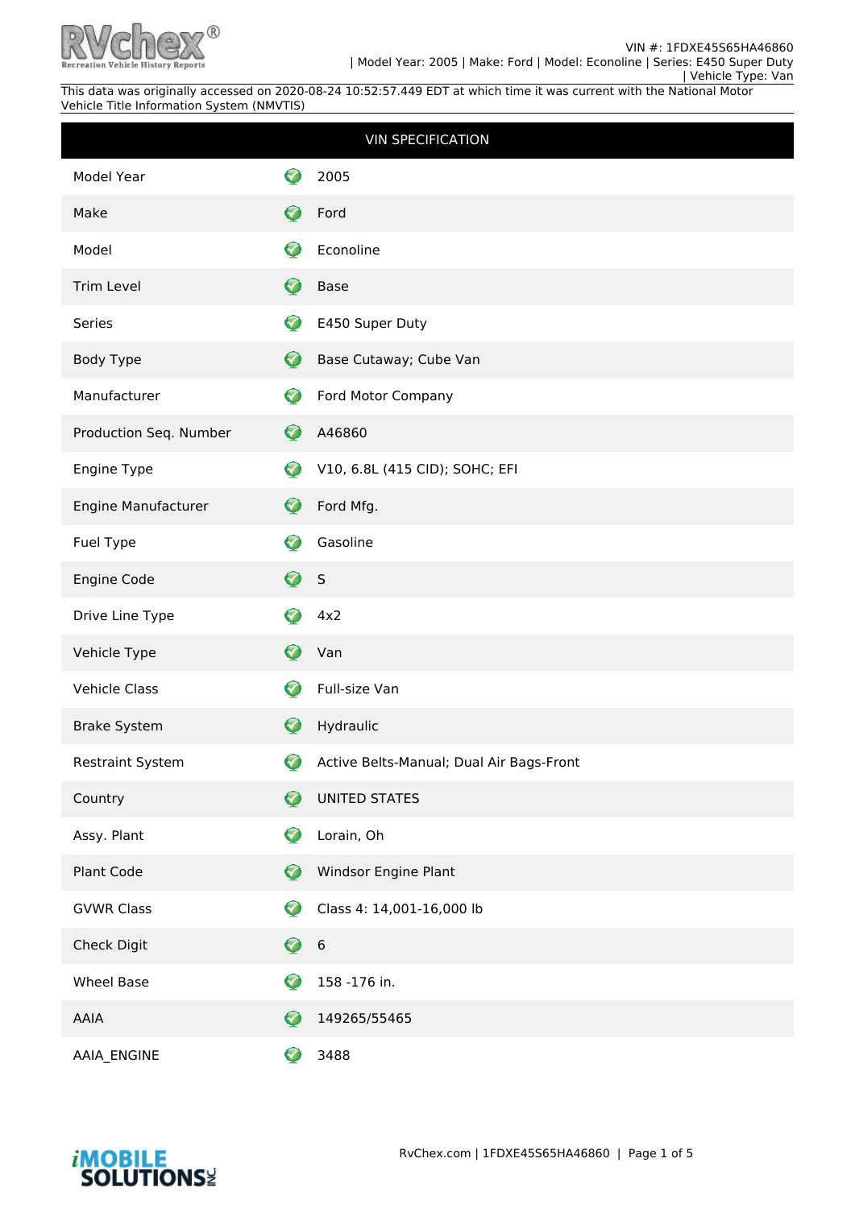VIN #: 1FDXE45S65HA46860
| Model Year: 2005 | Make: Ford | Model: Econoline | Series: E450 Super Duty | Vehicle Type: Van

This data was originally accessed on 2020-08-24 10:52:57.449 EDT at which time it was current with the National Motor Vehicle Title Information System (NMVTIS)

## VIN SPECIFICATION

| Field | Value |
|---|---|
| Model Year | 2005 |
| Make | Ford |
| Model | Econoline |
| Trim Level | Base |
| Series | E450 Super Duty |
| Body Type | Base Cutaway; Cube Van |
| Manufacturer | Ford Motor Company |
| Production Seq. Number | A46860 |
| Engine Type | V10, 6.8L (415 CID); SOHC; EFI |
| Engine Manufacturer | Ford Mfg. |
| Fuel Type | Gasoline |
| Engine Code | S |
| Drive Line Type | 4x2 |
| Vehicle Type | Van |
| Vehicle Class | Full-size Van |
| Brake System | Hydraulic |
| Restraint System | Active Belts-Manual; Dual Air Bags-Front |
| Country | UNITED STATES |
| Assy. Plant | Lorain, Oh |
| Plant Code | Windsor Engine Plant |
| GVWR Class | Class 4: 14,001-16,000 lb |
| Check Digit | 6 |
| Wheel Base | 158 -176 in. |
| AAIA | 149265/55465 |
| AAIA_ENGINE | 3488 |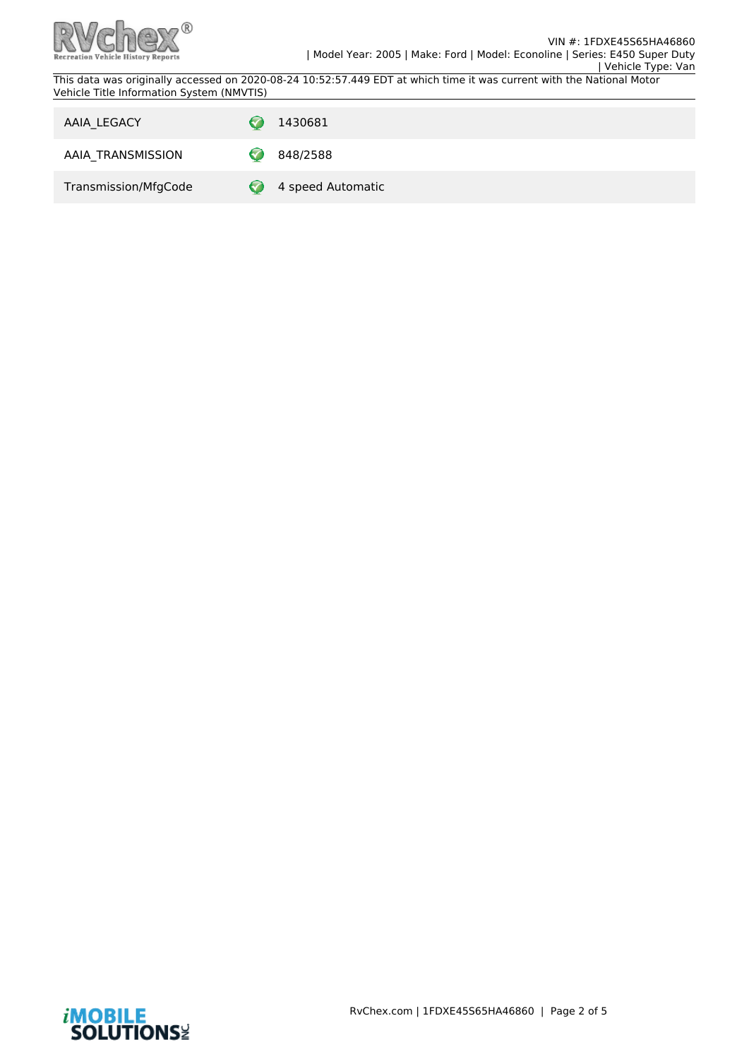| AAIA_LEGACY | 1430681 |
| --- | --- |
| AAIA_TRANSMISSION | 848/2588 |
| Transmission/MfgCode | 4 speed Automatic |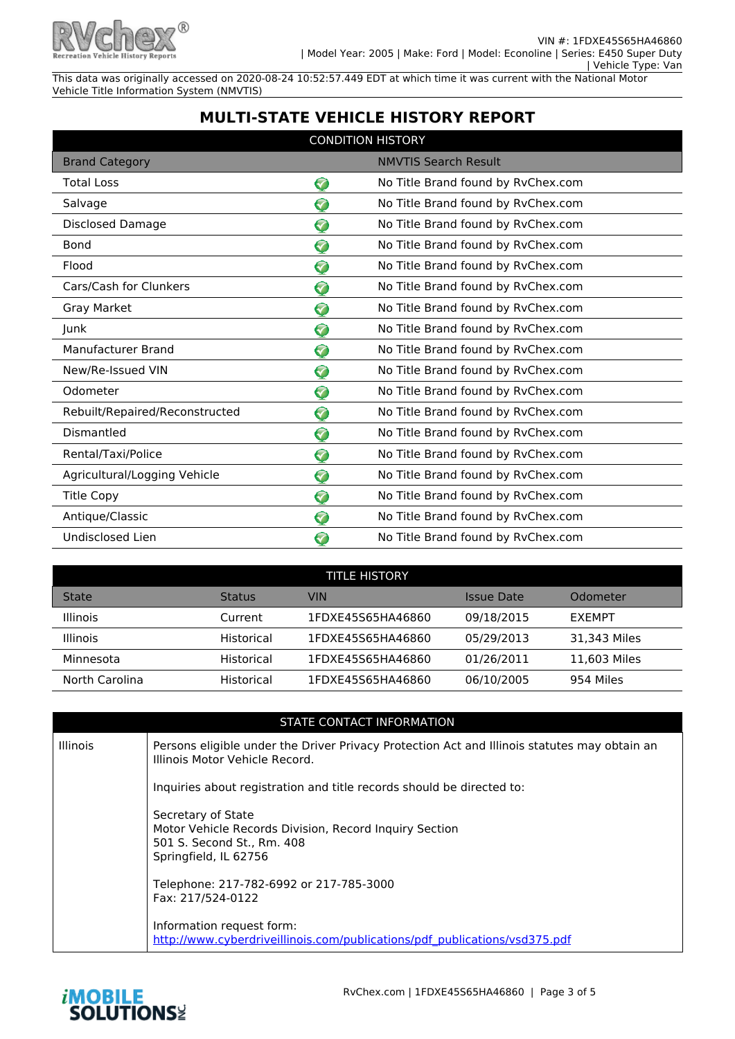VIN #: 1FDXE45S65HA46860
| Model Year: 2005 | Make: Ford | Model: Econoline | Series: E450 Super Duty
| Vehicle Type: Van

This data was originally accessed on 2020-08-24 10:52:57.449 EDT at which time it was current with the National Motor Vehicle Title Information System (NMVTIS)

# MULTI-STATE VEHICLE HISTORY REPORT

## CONDITION HISTORY

| Brand Category | | NMVTIS Search Result |
|---|---|---|
| Total Loss | ✓ | No Title Brand found by RvChex.com |
| Salvage | ✓ | No Title Brand found by RvChex.com |
| Disclosed Damage | ✓ | No Title Brand found by RvChex.com |
| Bond | ✓ | No Title Brand found by RvChex.com |
| Flood | ✓ | No Title Brand found by RvChex.com |
| Cars/Cash for Clunkers | ✓ | No Title Brand found by RvChex.com |
| Gray Market | ✓ | No Title Brand found by RvChex.com |
| Junk | ✓ | No Title Brand found by RvChex.com |
| Manufacturer Brand | ✓ | No Title Brand found by RvChex.com |
| New/Re-Issued VIN | ✓ | No Title Brand found by RvChex.com |
| Odometer | ✓ | No Title Brand found by RvChex.com |
| Rebuilt/Repaired/Reconstructed | ✓ | No Title Brand found by RvChex.com |
| Dismantled | ✓ | No Title Brand found by RvChex.com |
| Rental/Taxi/Police | ✓ | No Title Brand found by RvChex.com |
| Agricultural/Logging Vehicle | ✓ | No Title Brand found by RvChex.com |
| Title Copy | ✓ | No Title Brand found by RvChex.com |
| Antique/Classic | ✓ | No Title Brand found by RvChex.com |
| Undisclosed Lien | ✓ | No Title Brand found by RvChex.com |

## TITLE HISTORY

| State | Status | VIN | Issue Date | Odometer |
|---|---|---|---|---|
| Illinois | Current | 1FDXE45S65HA46860 | 09/18/2015 | EXEMPT |
| Illinois | Historical | 1FDXE45S65HA46860 | 05/29/2013 | 31,343 Miles |
| Minnesota | Historical | 1FDXE45S65HA46860 | 01/26/2011 | 11,603 Miles |
| North Carolina | Historical | 1FDXE45S65HA46860 | 06/10/2005 | 954 Miles |

## STATE CONTACT INFORMATION

| | |
|---|---|
| Illinois | Persons eligible under the Driver Privacy Protection Act and Illinois statutes may obtain an Illinois Motor Vehicle Record.<br><br>Inquiries about registration and title records should be directed to:<br><br>Secretary of State<br>Motor Vehicle Records Division, Record Inquiry Section<br>501 S. Second St., Rm. 408<br>Springfield, IL 62756<br><br>Telephone: 217-782-6992 or 217-785-3000<br>Fax: 217/524-0122<br><br>Information request form:<br>http://www.cyberdriveillinois.com/publications/pdf_publications/vsd375.pdf |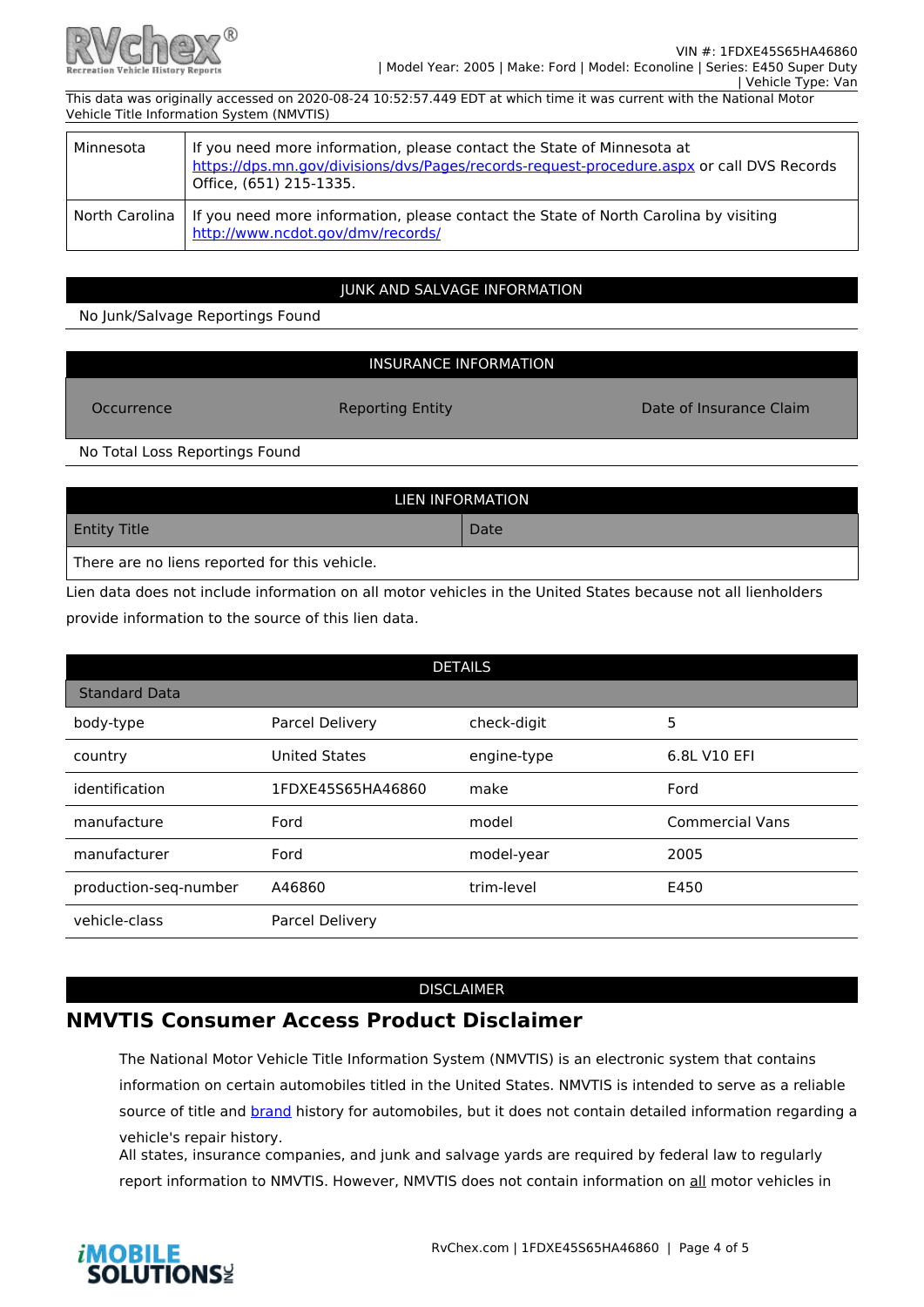This data was originally accessed on 2020-08-24 10:52:57.449 EDT at which time it was current with the National Motor Vehicle Title Information System (NMVTIS)

| | |
|---|---|
| Minnesota | If you need more information, please contact the State of Minnesota at https://dps.mn.gov/divisions/dvs/Pages/records-request-procedure.aspx or call DVS Records Office, (651) 215-1335. |
| North Carolina | If you need more information, please contact the State of North Carolina by visiting http://www.ncdot.gov/dmv/records/ |

## JUNK AND SALVAGE INFORMATION

No Junk/Salvage Reportings Found

## INSURANCE INFORMATION

| Occurrence | Reporting Entity | Date of Insurance Claim |
|---|---|---|

No Total Loss Reportings Found

## LIEN INFORMATION

| Entity Title | Date |
|---|---|
| There are no liens reported for this vehicle. | |

Lien data does not include information on all motor vehicles in the United States because not all lienholders provide information to the source of this lien data.

## DETAILS

**Standard Data**

| | | | |
|---|---|---|---|
| body-type | Parcel Delivery | check-digit | 5 |
| country | United States | engine-type | 6.8L V10 EFI |
| identification | 1FDXE45S65HA46860 | make | Ford |
| manufacture | Ford | model | Commercial Vans |
| manufacturer | Ford | model-year | 2005 |
| production-seq-number | A46860 | trim-level | E450 |
| vehicle-class | Parcel Delivery | | |

## DISCLAIMER

# NMVTIS Consumer Access Product Disclaimer

The National Motor Vehicle Title Information System (NMVTIS) is an electronic system that contains information on certain automobiles titled in the United States. NMVTIS is intended to serve as a reliable source of title and brand history for automobiles, but it does not contain detailed information regarding a vehicle's repair history.
All states, insurance companies, and junk and salvage yards are required by federal law to regularly report information to NMVTIS. However, NMVTIS does not contain information on all motor vehicles in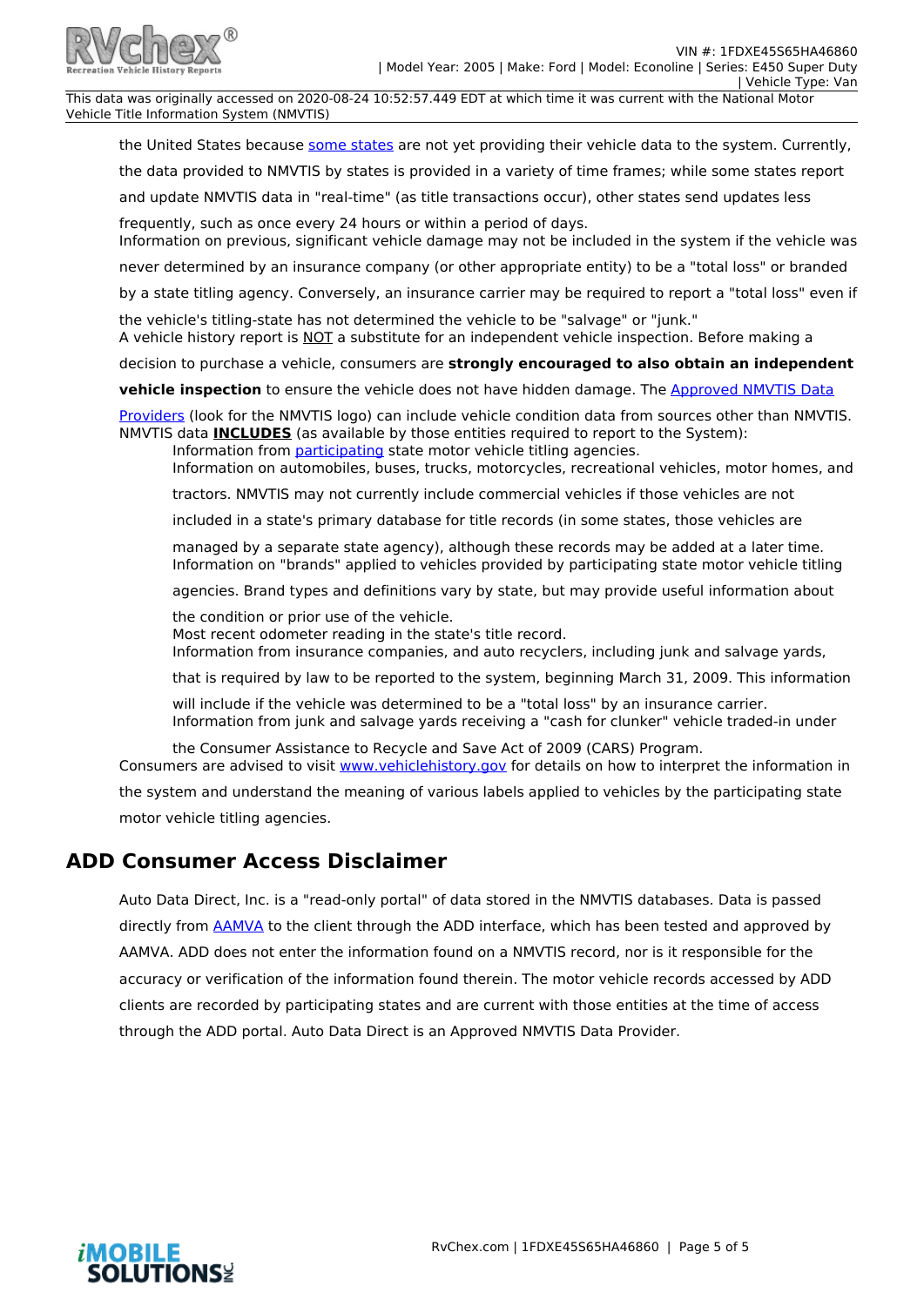the United States because some states are not yet providing their vehicle data to the system. Currently, the data provided to NMVTIS by states is provided in a variety of time frames; while some states report and update NMVTIS data in "real-time" (as title transactions occur), other states send updates less frequently, such as once every 24 hours or within a period of days.

Information on previous, significant vehicle damage may not be included in the system if the vehicle was never determined by an insurance company (or other appropriate entity) to be a "total loss" or branded by a state titling agency. Conversely, an insurance carrier may be required to report a "total loss" even if the vehicle's titling-state has not determined the vehicle to be "salvage" or "junk."

A vehicle history report is NOT a substitute for an independent vehicle inspection. Before making a decision to purchase a vehicle, consumers are **strongly encouraged to also obtain an independent vehicle inspection** to ensure the vehicle does not have hidden damage. The Approved NMVTIS Data Providers (look for the NMVTIS logo) can include vehicle condition data from sources other than NMVTIS.

NMVTIS data **INCLUDES** (as available by those entities required to report to the System):

- Information from participating state motor vehicle titling agencies.
- Information on automobiles, buses, trucks, motorcycles, recreational vehicles, motor homes, and tractors. NMVTIS may not currently include commercial vehicles if those vehicles are not included in a state's primary database for title records (in some states, those vehicles are managed by a separate state agency), although these records may be added at a later time.
- Information on "brands" applied to vehicles provided by participating state motor vehicle titling agencies. Brand types and definitions vary by state, but may provide useful information about the condition or prior use of the vehicle.
- Most recent odometer reading in the state's title record.
- Information from insurance companies, and auto recyclers, including junk and salvage yards, that is required by law to be reported to the system, beginning March 31, 2009. This information will include if the vehicle was determined to be a "total loss" by an insurance carrier.
- Information from junk and salvage yards receiving a "cash for clunker" vehicle traded-in under the Consumer Assistance to Recycle and Save Act of 2009 (CARS) Program.

Consumers are advised to visit www.vehiclehistory.gov for details on how to interpret the information in the system and understand the meaning of various labels applied to vehicles by the participating state motor vehicle titling agencies.

## ADD Consumer Access Disclaimer

Auto Data Direct, Inc. is a "read-only portal" of data stored in the NMVTIS databases. Data is passed directly from AAMVA to the client through the ADD interface, which has been tested and approved by AAMVA. ADD does not enter the information found on a NMVTIS record, nor is it responsible for the accuracy or verification of the information found therein. The motor vehicle records accessed by ADD clients are recorded by participating states and are current with those entities at the time of access through the ADD portal. Auto Data Direct is an Approved NMVTIS Data Provider.